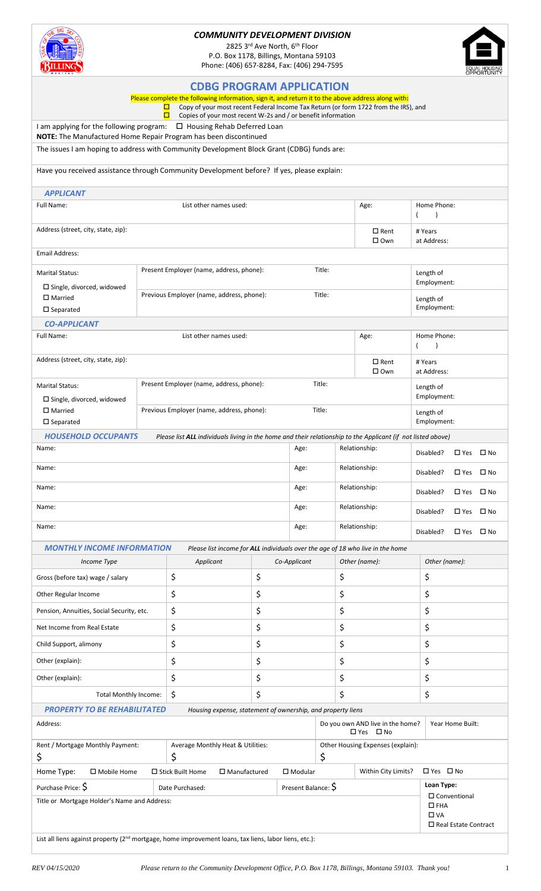## COMMUNITY DEVELOPMENT DIVISION

2825 3rd Ave North, 6th Floor
P.O. Box 1178, Billings, Montana 59103
Phone: (406) 657-8284, Fax: (406) 294-7595

# CDBG PROGRAM APPLICATION

Please complete the following information, sign it, and return it to the above address along with:

- ☐ Copy of your most recent Federal Income Tax Return (or form 1722 from the IRS), and
- ☐ Copies of your most recent W-2s and / or benefit information

I am applying for the following program: ☐ Housing Rehab Deferred Loan

**NOTE:** The Manufactured Home Repair Program has been discontinued

The issues I am hoping to address with Community Development Block Grant (CDBG) funds are:

Have you received assistance through Community Development before? If yes, please explain:

### *APPLICANT*

| Full Name: | List other names used: | | Age: | Home Phone: ( ) |
|---|---|---|---|---|
| Address (street, city, state, zip): | | | ☐ Rent ☐ Own | # Years at Address: |
| Email Address: | | | | |
| Marital Status: ☐ Single, divorced, widowed ☐ Married ☐ Separated | Present Employer (name, address, phone): | Title: | | Length of Employment: |
| | Previous Employer (name, address, phone): | Title: | | Length of Employment: |

### *CO-APPLICANT*

| Full Name: | List other names used: | | Age: | Home Phone: ( ) |
|---|---|---|---|---|
| Address (street, city, state, zip): | | | ☐ Rent ☐ Own | # Years at Address: |
| Marital Status: ☐ Single, divorced, widowed ☐ Married ☐ Separated | Present Employer (name, address, phone): | Title: | | Length of Employment: |
| | Previous Employer (name, address, phone): | Title: | | Length of Employment: |

### *HOUSEHOLD OCCUPANTS*

*Please list **ALL** individuals living in the home and their relationship to the Applicant (if not listed above)*

| Name: | Age: | Relationship: | Disabled? ☐ Yes ☐ No |
|---|---|---|---|
| Name: | Age: | Relationship: | Disabled? ☐ Yes ☐ No |
| Name: | Age: | Relationship: | Disabled? ☐ Yes ☐ No |
| Name: | Age: | Relationship: | Disabled? ☐ Yes ☐ No |
| Name: | Age: | Relationship: | Disabled? ☐ Yes ☐ No |

### *MONTHLY INCOME INFORMATION*

*Please list income for **ALL** individuals over the age of 18 who live in the home*

| *Income Type* | *Applicant* | *Co-Applicant* | *Other (name):* | *Other (name):* |
|---|---|---|---|---|
| Gross (before tax) wage / salary | $ | $ | $ | $ |
| Other Regular Income | $ | $ | $ | $ |
| Pension, Annuities, Social Security, etc. | $ | $ | $ | $ |
| Net Income from Real Estate | $ | $ | $ | $ |
| Child Support, alimony | $ | $ | $ | $ |
| Other (explain): | $ | $ | $ | $ |
| Other (explain): | $ | $ | $ | $ |
| Total Monthly Income: | $ | $ | $ | $ |

### *PROPERTY TO BE REHABILITATED*

Housing expense, statement of ownership, and property liens

| Address: | | Do you own AND live in the home? ☐ Yes ☐ No | Year Home Built: |
|---|---|---|---|
| Rent / Mortgage Monthly Payment: $ | Average Monthly Heat & Utilities: $ | Other Housing Expenses (explain): $ | |
| Home Type: ☐ Mobile Home ☐ Stick Built Home ☐ Manufactured ☐ Modular | | Within City Limits? | ☐ Yes ☐ No |
| Purchase Price: $ | Date Purchased: | Present Balance: $ | Loan Type: ☐ Conventional ☐ FHA ☐ VA ☐ Real Estate Contract |
| Title or Mortgage Holder's Name and Address: | | | |

List all liens against property (2nd mortgage, home improvement loans, tax liens, labor liens, etc.):

REV 04/15/2020 *Please return to the Community Development Office, P.O. Box 1178, Billings, Montana 59103. Thank you!*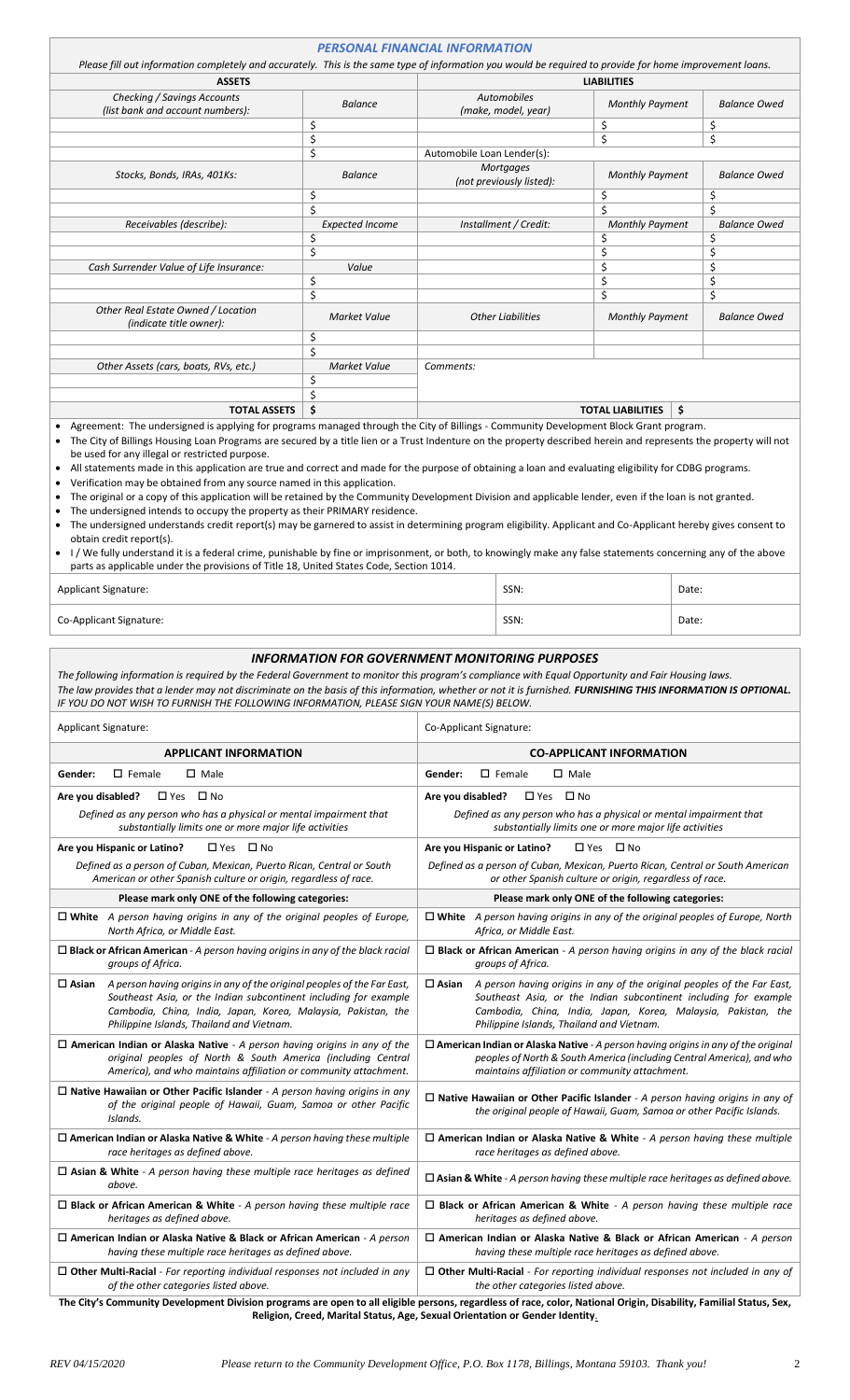## *PERSONAL FINANCIAL INFORMATION*

*Please fill out information completely and accurately. This is the same type of information you would be required to provide for home improvement loans.*

| **ASSETS** | | **LIABILITIES** | | |
|---|---|---|---|---|
| *Checking / Savings Accounts (list bank and account numbers):* | *Balance* | *Automobiles (make, model, year)* | *Monthly Payment* | *Balance Owed* |
| | $ | | $ | $ |
| | $ | | $ | $ |
| | $ | Automobile Loan Lender(s): | | |
| *Stocks, Bonds, IRAs, 401Ks:* | *Balance* | *Mortgages (not previously listed):* | *Monthly Payment* | *Balance Owed* |
| | $ | | $ | $ |
| | $ | | $ | $ |
| *Receivables (describe):* | *Expected Income* | *Installment / Credit:* | *Monthly Payment* | *Balance Owed* |
| | $ | | $ | $ |
| | $ | | $ | $ |
| *Cash Surrender Value of Life Insurance:* | *Value* | | $ | $ |
| | $ | | $ | $ |
| | $ | | $ | $ |
| *Other Real Estate Owned / Location (indicate title owner):* | *Market Value* | *Other Liabilities* | *Monthly Payment* | *Balance Owed* |
| | $ | | | |
| | $ | | | |
| *Other Assets (cars, boats, RVs, etc.)* | *Market Value* | *Comments:* | | |
| | $ | | | |
| | $ | | | |
| **TOTAL ASSETS** | **$** | | **TOTAL LIABILITIES** | **$** |

- Agreement: The undersigned is applying for programs managed through the City of Billings - Community Development Block Grant program.
- The City of Billings Housing Loan Programs are secured by a title lien or a Trust Indenture on the property described herein and represents the property will not be used for any illegal or restricted purpose.
- All statements made in this application are true and correct and made for the purpose of obtaining a loan and evaluating eligibility for CDBG programs.
- Verification may be obtained from any source named in this application.
- The original or a copy of this application will be retained by the Community Development Division and applicable lender, even if the loan is not granted.
- The undersigned intends to occupy the property as their PRIMARY residence.
- The undersigned understands credit report(s) may be garnered to assist in determining program eligibility. Applicant and Co-Applicant hereby gives consent to obtain credit report(s).
- I / We fully understand it is a federal crime, punishable by fine or imprisonment, or both, to knowingly make any false statements concerning any of the above parts as applicable under the provisions of Title 18, United States Code, Section 1014.

| | | |
|---|---|---|
| Applicant Signature: | SSN: | Date: |
| Co-Applicant Signature: | SSN: | Date: |

## *INFORMATION FOR GOVERNMENT MONITORING PURPOSES*

*The following information is required by the Federal Government to monitor this program's compliance with Equal Opportunity and Fair Housing laws. The law provides that a lender may not discriminate on the basis of this information, whether or not it is furnished. **FURNISHING THIS INFORMATION IS OPTIONAL.** IF YOU DO NOT WISH TO FURNISH THE FOLLOWING INFORMATION, PLEASE SIGN YOUR NAME(S) BELOW.*

| Applicant Signature: | Co-Applicant Signature: |
|---|---|
| **APPLICANT INFORMATION** | **CO-APPLICANT INFORMATION** |
| **Gender:** ☐ Female ☐ Male | **Gender:** ☐ Female ☐ Male |
| **Are you disabled?** ☐ Yes ☐ No<br>*Defined as any person who has a physical or mental impairment that substantially limits one or more major life activities* | **Are you disabled?** ☐ Yes ☐ No<br>*Defined as any person who has a physical or mental impairment that substantially limits one or more major life activities* |
| **Are you Hispanic or Latino?** ☐ Yes ☐ No<br>*Defined as a person of Cuban, Mexican, Puerto Rican, Central or South American or other Spanish culture or origin, regardless of race.* | **Are you Hispanic or Latino?** ☐ Yes ☐ No<br>*Defined as a person of Cuban, Mexican, Puerto Rican, Central or South American or other Spanish culture or origin, regardless of race.* |
| **Please mark only ONE of the following categories:** | **Please mark only ONE of the following categories:** |
| ☐ **White** *A person having origins in any of the original peoples of Europe, North Africa, or Middle East.* | ☐ **White** *A person having origins in any of the original peoples of Europe, North Africa, or Middle East.* |
| ☐ **Black or African American** - *A person having origins in any of the black racial groups of Africa.* | ☐ **Black or African American** - *A person having origins in any of the black racial groups of Africa.* |
| ☐ **Asian** *A person having origins in any of the original peoples of the Far East, Southeast Asia, or the Indian subcontinent including for example Cambodia, China, India, Japan, Korea, Malaysia, Pakistan, the Philippine Islands, Thailand and Vietnam.* | ☐ **Asian** *A person having origins in any of the original peoples of the Far East, Southeast Asia, or the Indian subcontinent including for example Cambodia, China, India, Japan, Korea, Malaysia, Pakistan, the Philippine Islands, Thailand and Vietnam.* |
| ☐ **American Indian or Alaska Native** - *A person having origins in any of the original peoples of North & South America (including Central America), and who maintains affiliation or community attachment.* | ☐ **American Indian or Alaska Native** - *A person having origins in any of the original peoples of North & South America (including Central America), and who maintains affiliation or community attachment.* |
| ☐ **Native Hawaiian or Other Pacific Islander** - *A person having origins in any of the original people of Hawaii, Guam, Samoa or other Pacific Islands.* | ☐ **Native Hawaiian or Other Pacific Islander** - *A person having origins in any of the original people of Hawaii, Guam, Samoa or other Pacific Islands.* |
| ☐ **American Indian or Alaska Native & White** - *A person having these multiple race heritages as defined above.* | ☐ **American Indian or Alaska Native & White** - *A person having these multiple race heritages as defined above.* |
| ☐ **Asian & White** - *A person having these multiple race heritages as defined above.* | ☐ **Asian & White** - *A person having these multiple race heritages as defined above.* |
| ☐ **Black or African American & White** - *A person having these multiple race heritages as defined above.* | ☐ **Black or African American & White** - *A person having these multiple race heritages as defined above.* |
| ☐ **American Indian or Alaska Native & Black or African American** - *A person having these multiple race heritages as defined above.* | ☐ **American Indian or Alaska Native & Black or African American** - *A person having these multiple race heritages as defined above.* |
| ☐ **Other Multi-Racial** - *For reporting individual responses not included in any of the other categories listed above.* | ☐ **Other Multi-Racial** - *For reporting individual responses not included in any of the other categories listed above.* |

**The City's Community Development Division programs are open to all eligible persons, regardless of race, color, National Origin, Disability, Familial Status, Sex, Religion, Creed, Marital Status, Age, Sexual Orientation or Gender Identity.**

*REV 04/15/2020* *Please return to the Community Development Office, P.O. Box 1178, Billings, Montana 59103. Thank you!*